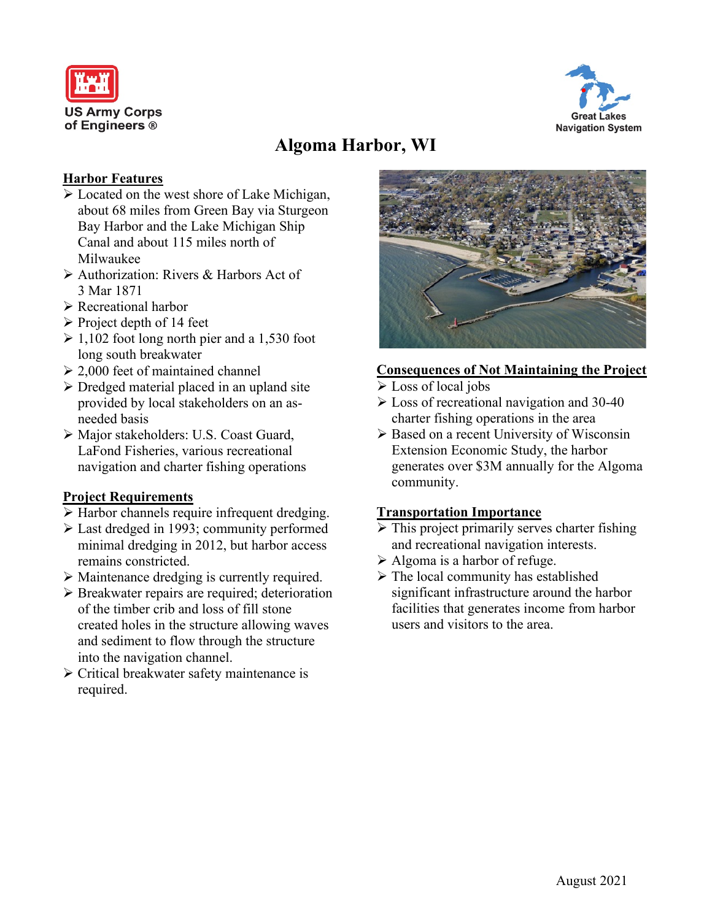US Army Corps of Engineers ®

Great Lakes Navigation System

# Algoma Harbor, WI

## Harbor Features

- Located on the west shore of Lake Michigan, about 68 miles from Green Bay via Sturgeon Bay Harbor and the Lake Michigan Ship Canal and about 115 miles north of Milwaukee
- Authorization: Rivers & Harbors Act of 3 Mar 1871
- Recreational harbor
- Project depth of 14 feet
- 1,102 foot long north pier and a 1,530 foot long south breakwater
- 2,000 feet of maintained channel
- Dredged material placed in an upland site provided by local stakeholders on an as-needed basis
- Major stakeholders: U.S. Coast Guard, LaFond Fisheries, various recreational navigation and charter fishing operations

## Project Requirements

- Harbor channels require infrequent dredging.
- Last dredged in 1993; community performed minimal dredging in 2012, but harbor access remains constricted.
- Maintenance dredging is currently required.
- Breakwater repairs are required; deterioration of the timber crib and loss of fill stone created holes in the structure allowing waves and sediment to flow through the structure into the navigation channel.
- Critical breakwater safety maintenance is required.

## Consequences of Not Maintaining the Project

- Loss of local jobs
- Loss of recreational navigation and 30-40 charter fishing operations in the area
- Based on a recent University of Wisconsin Extension Economic Study, the harbor generates over $3M annually for the Algoma community.

## Transportation Importance

- This project primarily serves charter fishing and recreational navigation interests.
- Algoma is a harbor of refuge.
- The local community has established significant infrastructure around the harbor facilities that generates income from harbor users and visitors to the area.

August 2021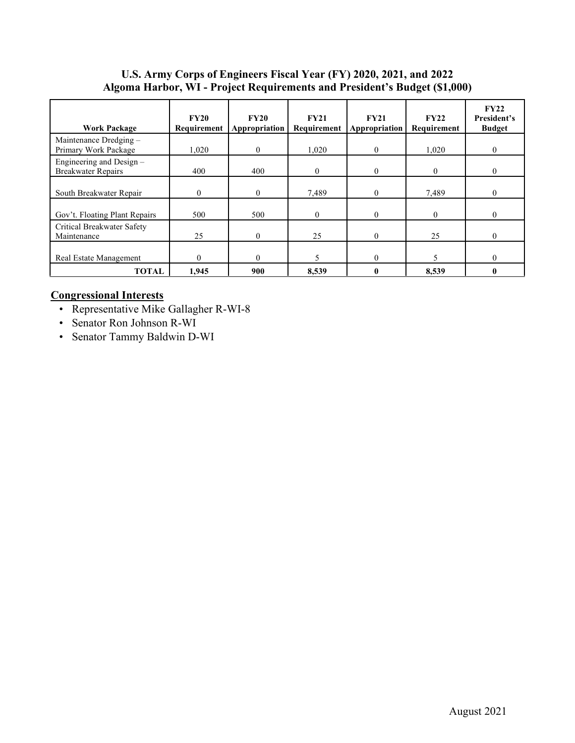## U.S. Army Corps of Engineers Fiscal Year (FY) 2020, 2021, and 2022 Algoma Harbor, WI - Project Requirements and President's Budget ($1,000)

| Work Package | FY20 Requirement | FY20 Appropriation | FY21 Requirement | FY21 Appropriation | FY22 Requirement | FY22 President's Budget |
|---|---|---|---|---|---|---|
| Maintenance Dredging – Primary Work Package | 1,020 | 0 | 1,020 | 0 | 1,020 | 0 |
| Engineering and Design – Breakwater Repairs | 400 | 400 | 0 | 0 | 0 | 0 |
| South Breakwater Repair | 0 | 0 | 7,489 | 0 | 7,489 | 0 |
| Gov't. Floating Plant Repairs | 500 | 500 | 0 | 0 | 0 | 0 |
| Critical Breakwater Safety Maintenance | 25 | 0 | 25 | 0 | 25 | 0 |
| Real Estate Management | 0 | 0 | 5 | 0 | 5 | 0 |
| **TOTAL** | **1,945** | **900** | **8,539** | **0** | **8,539** | **0** |

**Congressional Interests**

- Representative Mike Gallagher R-WI-8
- Senator Ron Johnson R-WI
- Senator Tammy Baldwin D-WI

August 2021